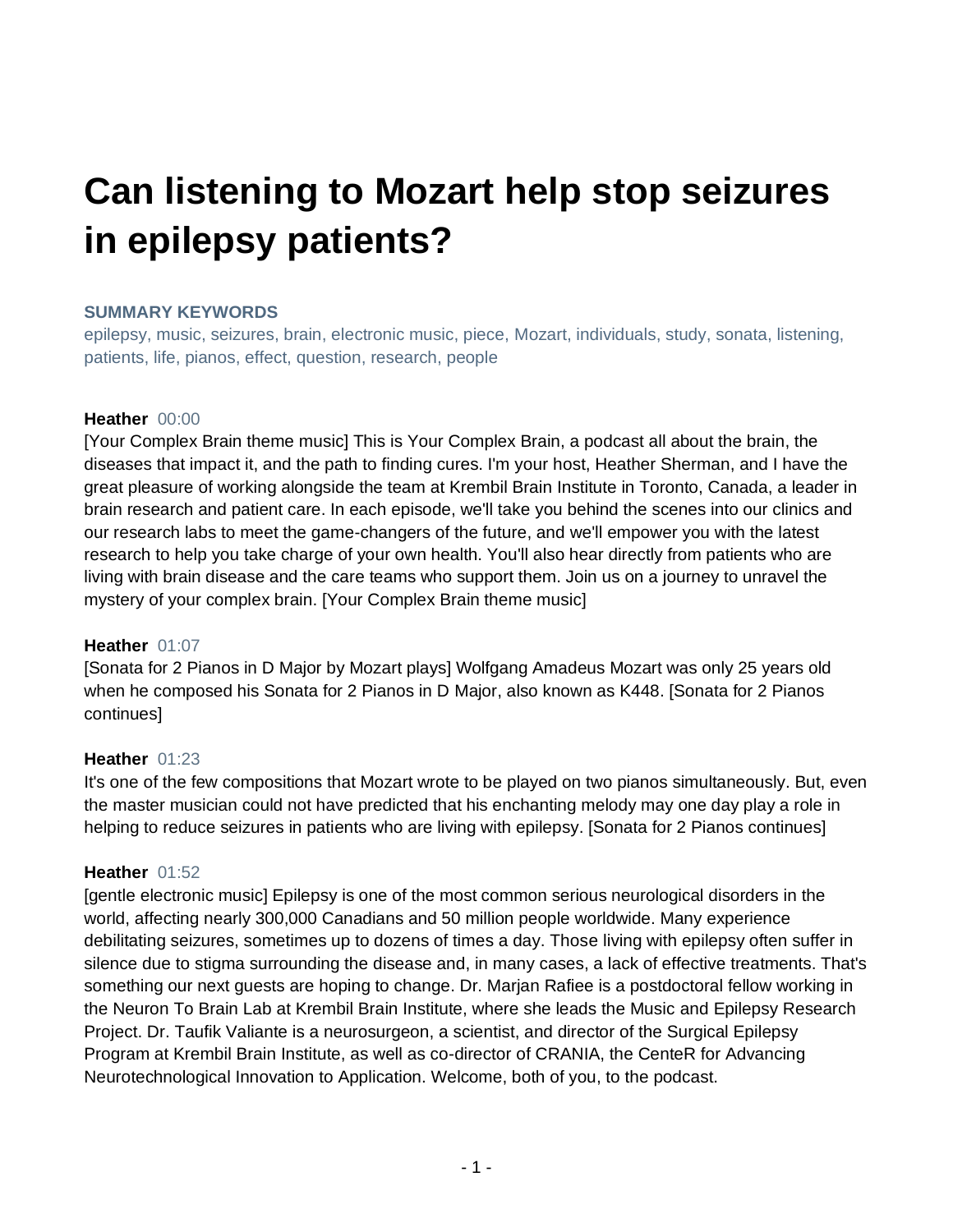# Can listening to Mozart help stop seizures in epilepsy patients?

**SUMMARY KEYWORDS**

epilepsy, music, seizures, brain, electronic music, piece, Mozart, individuals, study, sonata, listening, patients, life, pianos, effect, question, research, people

**Heather** 00:00

[Your Complex Brain theme music] This is Your Complex Brain, a podcast all about the brain, the diseases that impact it, and the path to finding cures. I'm your host, Heather Sherman, and I have the great pleasure of working alongside the team at Krembil Brain Institute in Toronto, Canada, a leader in brain research and patient care. In each episode, we'll take you behind the scenes into our clinics and our research labs to meet the game-changers of the future, and we'll empower you with the latest research to help you take charge of your own health. You'll also hear directly from patients who are living with brain disease and the care teams who support them. Join us on a journey to unravel the mystery of your complex brain. [Your Complex Brain theme music]

**Heather** 01:07

[Sonata for 2 Pianos in D Major by Mozart plays] Wolfgang Amadeus Mozart was only 25 years old when he composed his Sonata for 2 Pianos in D Major, also known as K448. [Sonata for 2 Pianos continues]

**Heather** 01:23

It's one of the few compositions that Mozart wrote to be played on two pianos simultaneously. But, even the master musician could not have predicted that his enchanting melody may one day play a role in helping to reduce seizures in patients who are living with epilepsy. [Sonata for 2 Pianos continues]

**Heather** 01:52

[gentle electronic music] Epilepsy is one of the most common serious neurological disorders in the world, affecting nearly 300,000 Canadians and 50 million people worldwide. Many experience debilitating seizures, sometimes up to dozens of times a day. Those living with epilepsy often suffer in silence due to stigma surrounding the disease and, in many cases, a lack of effective treatments. That's something our next guests are hoping to change. Dr. Marjan Rafiee is a postdoctoral fellow working in the Neuron To Brain Lab at Krembil Brain Institute, where she leads the Music and Epilepsy Research Project. Dr. Taufik Valiante is a neurosurgeon, a scientist, and director of the Surgical Epilepsy Program at Krembil Brain Institute, as well as co-director of CRANIA, the CenteR for Advancing Neurotechnological Innovation to Application. Welcome, both of you, to the podcast.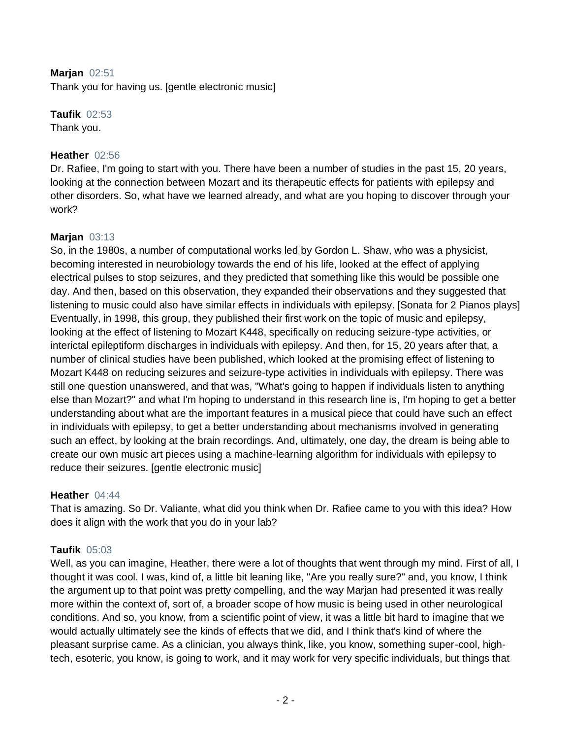**Marjan** 02:51
Thank you for having us. [gentle electronic music]

**Taufik** 02:53
Thank you.

**Heather** 02:56
Dr. Rafiee, I'm going to start with you. There have been a number of studies in the past 15, 20 years, looking at the connection between Mozart and its therapeutic effects for patients with epilepsy and other disorders. So, what have we learned already, and what are you hoping to discover through your work?

**Marjan** 03:13
So, in the 1980s, a number of computational works led by Gordon L. Shaw, who was a physicist, becoming interested in neurobiology towards the end of his life, looked at the effect of applying electrical pulses to stop seizures, and they predicted that something like this would be possible one day. And then, based on this observation, they expanded their observations and they suggested that listening to music could also have similar effects in individuals with epilepsy. [Sonata for 2 Pianos plays] Eventually, in 1998, this group, they published their first work on the topic of music and epilepsy, looking at the effect of listening to Mozart K448, specifically on reducing seizure-type activities, or interictal epileptiform discharges in individuals with epilepsy. And then, for 15, 20 years after that, a number of clinical studies have been published, which looked at the promising effect of listening to Mozart K448 on reducing seizures and seizure-type activities in individuals with epilepsy. There was still one question unanswered, and that was, "What's going to happen if individuals listen to anything else than Mozart?" and what I'm hoping to understand in this research line is, I'm hoping to get a better understanding about what are the important features in a musical piece that could have such an effect in individuals with epilepsy, to get a better understanding about mechanisms involved in generating such an effect, by looking at the brain recordings. And, ultimately, one day, the dream is being able to create our own music art pieces using a machine-learning algorithm for individuals with epilepsy to reduce their seizures. [gentle electronic music]

**Heather** 04:44
That is amazing. So Dr. Valiante, what did you think when Dr. Rafiee came to you with this idea? How does it align with the work that you do in your lab?

**Taufik** 05:03
Well, as you can imagine, Heather, there were a lot of thoughts that went through my mind. First of all, I thought it was cool. I was, kind of, a little bit leaning like, "Are you really sure?" and, you know, I think the argument up to that point was pretty compelling, and the way Marjan had presented it was really more within the context of, sort of, a broader scope of how music is being used in other neurological conditions. And so, you know, from a scientific point of view, it was a little bit hard to imagine that we would actually ultimately see the kinds of effects that we did, and I think that's kind of where the pleasant surprise came. As a clinician, you always think, like, you know, something super-cool, high-tech, esoteric, you know, is going to work, and it may work for very specific individuals, but things that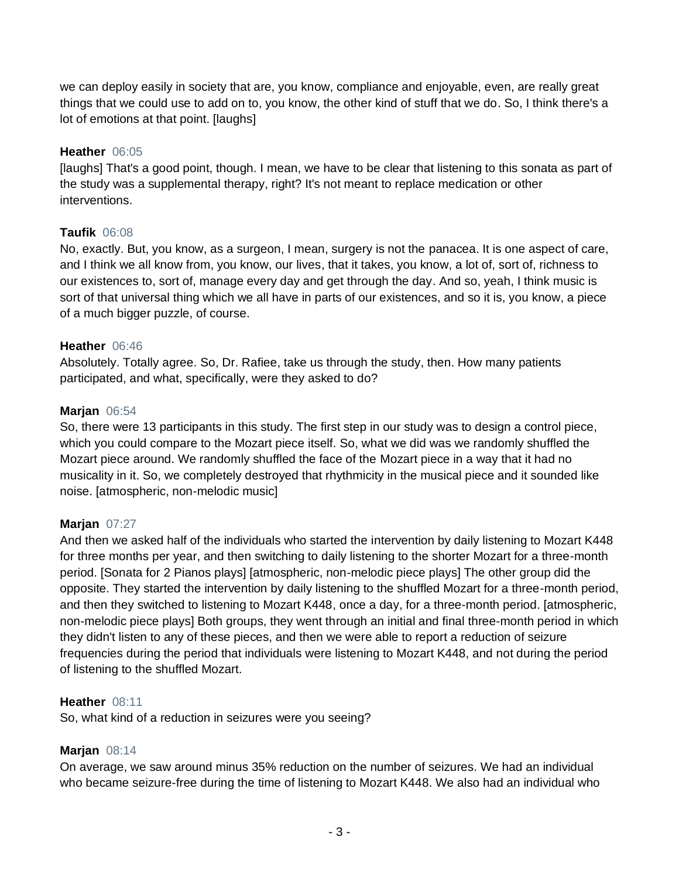we can deploy easily in society that are, you know, compliance and enjoyable, even, are really great things that we could use to add on to, you know, the other kind of stuff that we do. So, I think there's a lot of emotions at that point. [laughs]

**Heather** 06:05
[laughs] That's a good point, though. I mean, we have to be clear that listening to this sonata as part of the study was a supplemental therapy, right? It's not meant to replace medication or other interventions.

**Taufik** 06:08
No, exactly. But, you know, as a surgeon, I mean, surgery is not the panacea. It is one aspect of care, and I think we all know from, you know, our lives, that it takes, you know, a lot of, sort of, richness to our existences to, sort of, manage every day and get through the day. And so, yeah, I think music is sort of that universal thing which we all have in parts of our existences, and so it is, you know, a piece of a much bigger puzzle, of course.

**Heather** 06:46
Absolutely. Totally agree. So, Dr. Rafiee, take us through the study, then. How many patients participated, and what, specifically, were they asked to do?

**Marjan** 06:54
So, there were 13 participants in this study. The first step in our study was to design a control piece, which you could compare to the Mozart piece itself. So, what we did was we randomly shuffled the Mozart piece around. We randomly shuffled the face of the Mozart piece in a way that it had no musicality in it. So, we completely destroyed that rhythmicity in the musical piece and it sounded like noise. [atmospheric, non-melodic music]

**Marjan** 07:27
And then we asked half of the individuals who started the intervention by daily listening to Mozart K448 for three months per year, and then switching to daily listening to the shorter Mozart for a three-month period. [Sonata for 2 Pianos plays] [atmospheric, non-melodic piece plays] The other group did the opposite. They started the intervention by daily listening to the shuffled Mozart for a three-month period, and then they switched to listening to Mozart K448, once a day, for a three-month period. [atmospheric, non-melodic piece plays] Both groups, they went through an initial and final three-month period in which they didn't listen to any of these pieces, and then we were able to report a reduction of seizure frequencies during the period that individuals were listening to Mozart K448, and not during the period of listening to the shuffled Mozart.

**Heather** 08:11
So, what kind of a reduction in seizures were you seeing?

**Marjan** 08:14
On average, we saw around minus 35% reduction on the number of seizures. We had an individual who became seizure-free during the time of listening to Mozart K448. We also had an individual who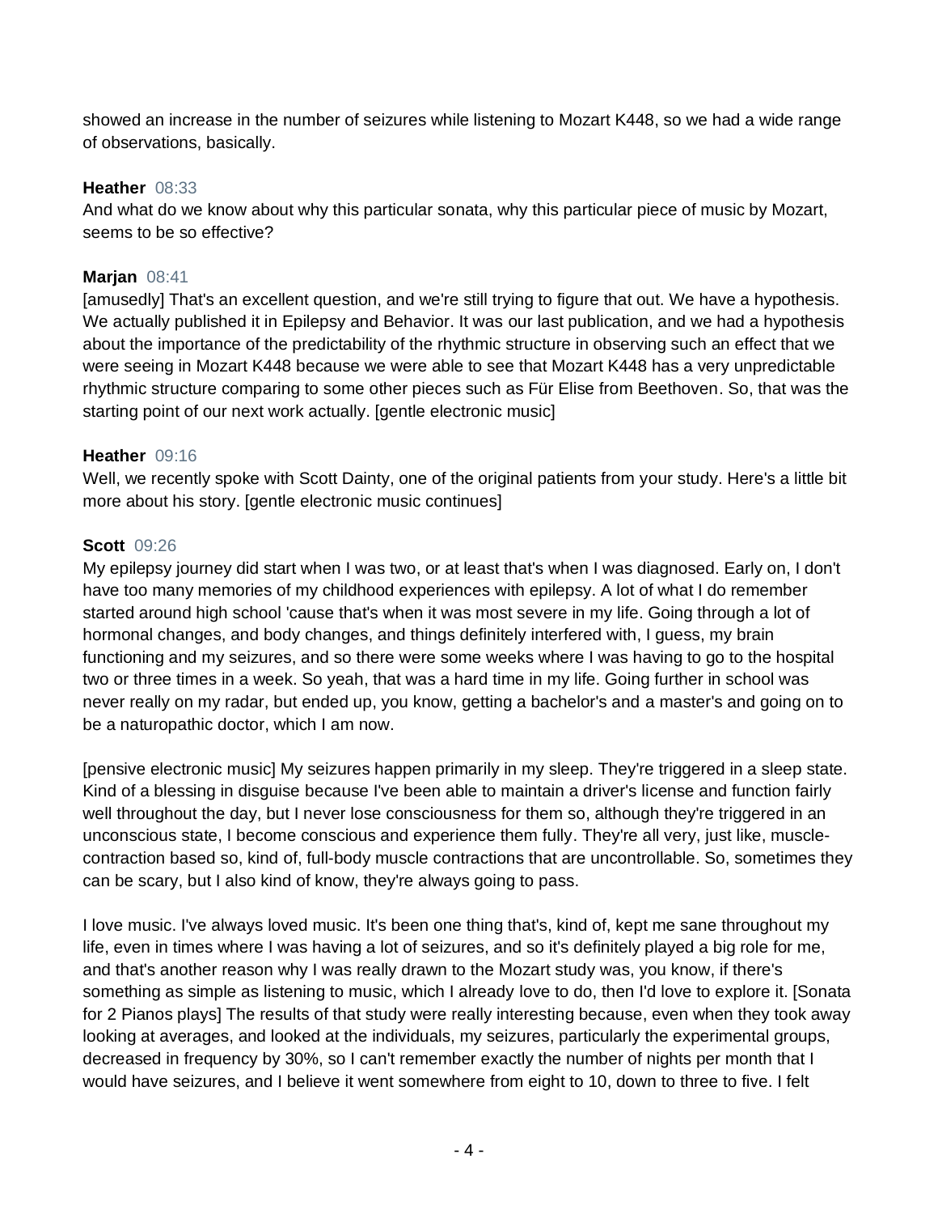showed an increase in the number of seizures while listening to Mozart K448, so we had a wide range of observations, basically.

**Heather** 08:33
And what do we know about why this particular sonata, why this particular piece of music by Mozart, seems to be so effective?

**Marjan** 08:41
[amusedly] That's an excellent question, and we're still trying to figure that out. We have a hypothesis. We actually published it in Epilepsy and Behavior. It was our last publication, and we had a hypothesis about the importance of the predictability of the rhythmic structure in observing such an effect that we were seeing in Mozart K448 because we were able to see that Mozart K448 has a very unpredictable rhythmic structure comparing to some other pieces such as Für Elise from Beethoven. So, that was the starting point of our next work actually. [gentle electronic music]

**Heather** 09:16
Well, we recently spoke with Scott Dainty, one of the original patients from your study. Here's a little bit more about his story. [gentle electronic music continues]

**Scott** 09:26
My epilepsy journey did start when I was two, or at least that's when I was diagnosed. Early on, I don't have too many memories of my childhood experiences with epilepsy. A lot of what I do remember started around high school 'cause that's when it was most severe in my life. Going through a lot of hormonal changes, and body changes, and things definitely interfered with, I guess, my brain functioning and my seizures, and so there were some weeks where I was having to go to the hospital two or three times in a week. So yeah, that was a hard time in my life. Going further in school was never really on my radar, but ended up, you know, getting a bachelor's and a master's and going on to be a naturopathic doctor, which I am now.

[pensive electronic music] My seizures happen primarily in my sleep. They're triggered in a sleep state. Kind of a blessing in disguise because I've been able to maintain a driver's license and function fairly well throughout the day, but I never lose consciousness for them so, although they're triggered in an unconscious state, I become conscious and experience them fully. They're all very, just like, muscle-contraction based so, kind of, full-body muscle contractions that are uncontrollable. So, sometimes they can be scary, but I also kind of know, they're always going to pass.

I love music. I've always loved music. It's been one thing that's, kind of, kept me sane throughout my life, even in times where I was having a lot of seizures, and so it's definitely played a big role for me, and that's another reason why I was really drawn to the Mozart study was, you know, if there's something as simple as listening to music, which I already love to do, then I'd love to explore it. [Sonata for 2 Pianos plays] The results of that study were really interesting because, even when they took away looking at averages, and looked at the individuals, my seizures, particularly the experimental groups, decreased in frequency by 30%, so I can't remember exactly the number of nights per month that I would have seizures, and I believe it went somewhere from eight to 10, down to three to five. I felt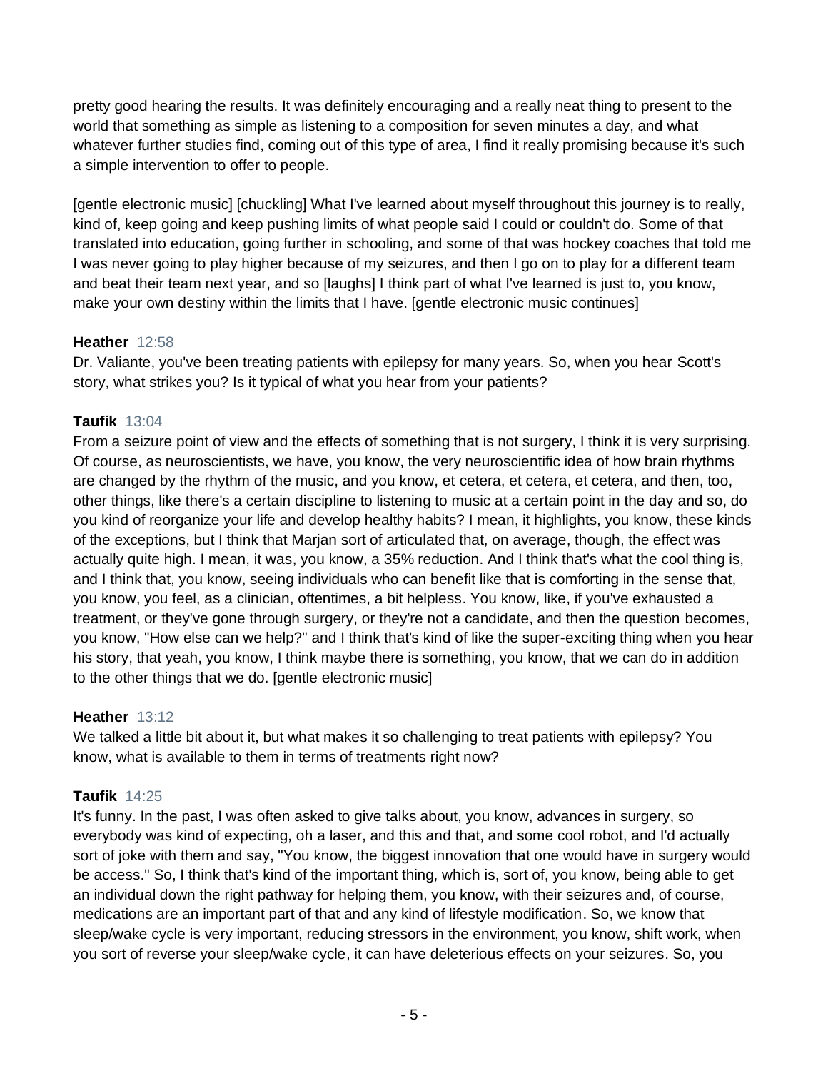pretty good hearing the results. It was definitely encouraging and a really neat thing to present to the world that something as simple as listening to a composition for seven minutes a day, and what whatever further studies find, coming out of this type of area, I find it really promising because it's such a simple intervention to offer to people.

[gentle electronic music] [chuckling] What I've learned about myself throughout this journey is to really, kind of, keep going and keep pushing limits of what people said I could or couldn't do. Some of that translated into education, going further in schooling, and some of that was hockey coaches that told me I was never going to play higher because of my seizures, and then I go on to play for a different team and beat their team next year, and so [laughs] I think part of what I've learned is just to, you know, make your own destiny within the limits that I have. [gentle electronic music continues]

**Heather** 12:58
Dr. Valiante, you've been treating patients with epilepsy for many years. So, when you hear Scott's story, what strikes you? Is it typical of what you hear from your patients?

**Taufik** 13:04
From a seizure point of view and the effects of something that is not surgery, I think it is very surprising. Of course, as neuroscientists, we have, you know, the very neuroscientific idea of how brain rhythms are changed by the rhythm of the music, and you know, et cetera, et cetera, et cetera, and then, too, other things, like there's a certain discipline to listening to music at a certain point in the day and so, do you kind of reorganize your life and develop healthy habits? I mean, it highlights, you know, these kinds of the exceptions, but I think that Marjan sort of articulated that, on average, though, the effect was actually quite high. I mean, it was, you know, a 35% reduction. And I think that's what the cool thing is, and I think that, you know, seeing individuals who can benefit like that is comforting in the sense that, you know, you feel, as a clinician, oftentimes, a bit helpless. You know, like, if you've exhausted a treatment, or they've gone through surgery, or they're not a candidate, and then the question becomes, you know, "How else can we help?" and I think that's kind of like the super-exciting thing when you hear his story, that yeah, you know, I think maybe there is something, you know, that we can do in addition to the other things that we do. [gentle electronic music]

**Heather** 13:12
We talked a little bit about it, but what makes it so challenging to treat patients with epilepsy? You know, what is available to them in terms of treatments right now?

**Taufik** 14:25
It's funny. In the past, I was often asked to give talks about, you know, advances in surgery, so everybody was kind of expecting, oh a laser, and this and that, and some cool robot, and I'd actually sort of joke with them and say, "You know, the biggest innovation that one would have in surgery would be access." So, I think that's kind of the important thing, which is, sort of, you know, being able to get an individual down the right pathway for helping them, you know, with their seizures and, of course, medications are an important part of that and any kind of lifestyle modification. So, we know that sleep/wake cycle is very important, reducing stressors in the environment, you know, shift work, when you sort of reverse your sleep/wake cycle, it can have deleterious effects on your seizures. So, you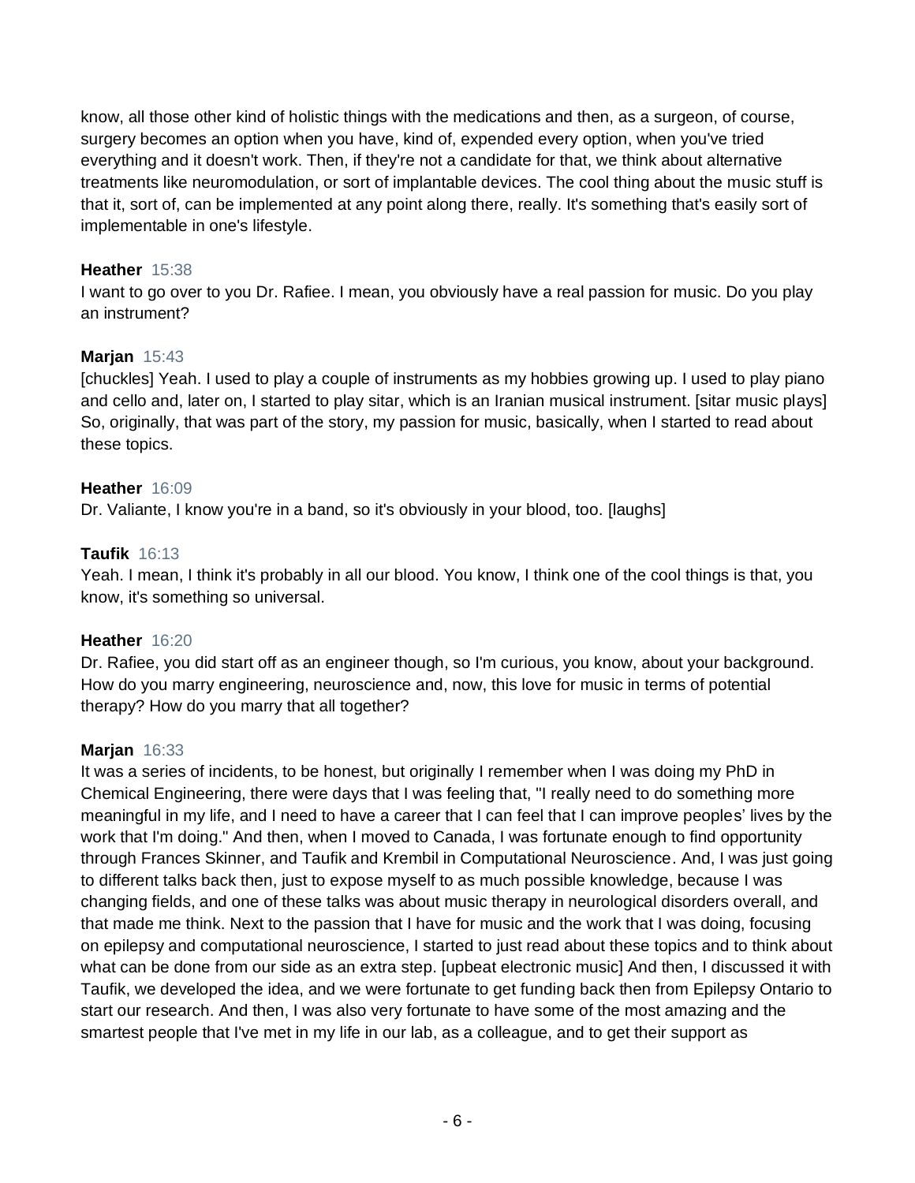know, all those other kind of holistic things with the medications and then, as a surgeon, of course, surgery becomes an option when you have, kind of, expended every option, when you've tried everything and it doesn't work. Then, if they're not a candidate for that, we think about alternative treatments like neuromodulation, or sort of implantable devices. The cool thing about the music stuff is that it, sort of, can be implemented at any point along there, really. It's something that's easily sort of implementable in one's lifestyle.

**Heather** 15:38
I want to go over to you Dr. Rafiee. I mean, you obviously have a real passion for music. Do you play an instrument?

**Marjan** 15:43
[chuckles] Yeah. I used to play a couple of instruments as my hobbies growing up. I used to play piano and cello and, later on, I started to play sitar, which is an Iranian musical instrument. [sitar music plays] So, originally, that was part of the story, my passion for music, basically, when I started to read about these topics.

**Heather** 16:09
Dr. Valiante, I know you're in a band, so it's obviously in your blood, too. [laughs]

**Taufik** 16:13
Yeah. I mean, I think it's probably in all our blood. You know, I think one of the cool things is that, you know, it's something so universal.

**Heather** 16:20
Dr. Rafiee, you did start off as an engineer though, so I'm curious, you know, about your background. How do you marry engineering, neuroscience and, now, this love for music in terms of potential therapy? How do you marry that all together?

**Marjan** 16:33
It was a series of incidents, to be honest, but originally I remember when I was doing my PhD in Chemical Engineering, there were days that I was feeling that, "I really need to do something more meaningful in my life, and I need to have a career that I can feel that I can improve peoples' lives by the work that I'm doing." And then, when I moved to Canada, I was fortunate enough to find opportunity through Frances Skinner, and Taufik and Krembil in Computational Neuroscience. And, I was just going to different talks back then, just to expose myself to as much possible knowledge, because I was changing fields, and one of these talks was about music therapy in neurological disorders overall, and that made me think. Next to the passion that I have for music and the work that I was doing, focusing on epilepsy and computational neuroscience, I started to just read about these topics and to think about what can be done from our side as an extra step. [upbeat electronic music] And then, I discussed it with Taufik, we developed the idea, and we were fortunate to get funding back then from Epilepsy Ontario to start our research. And then, I was also very fortunate to have some of the most amazing and the smartest people that I've met in my life in our lab, as a colleague, and to get their support as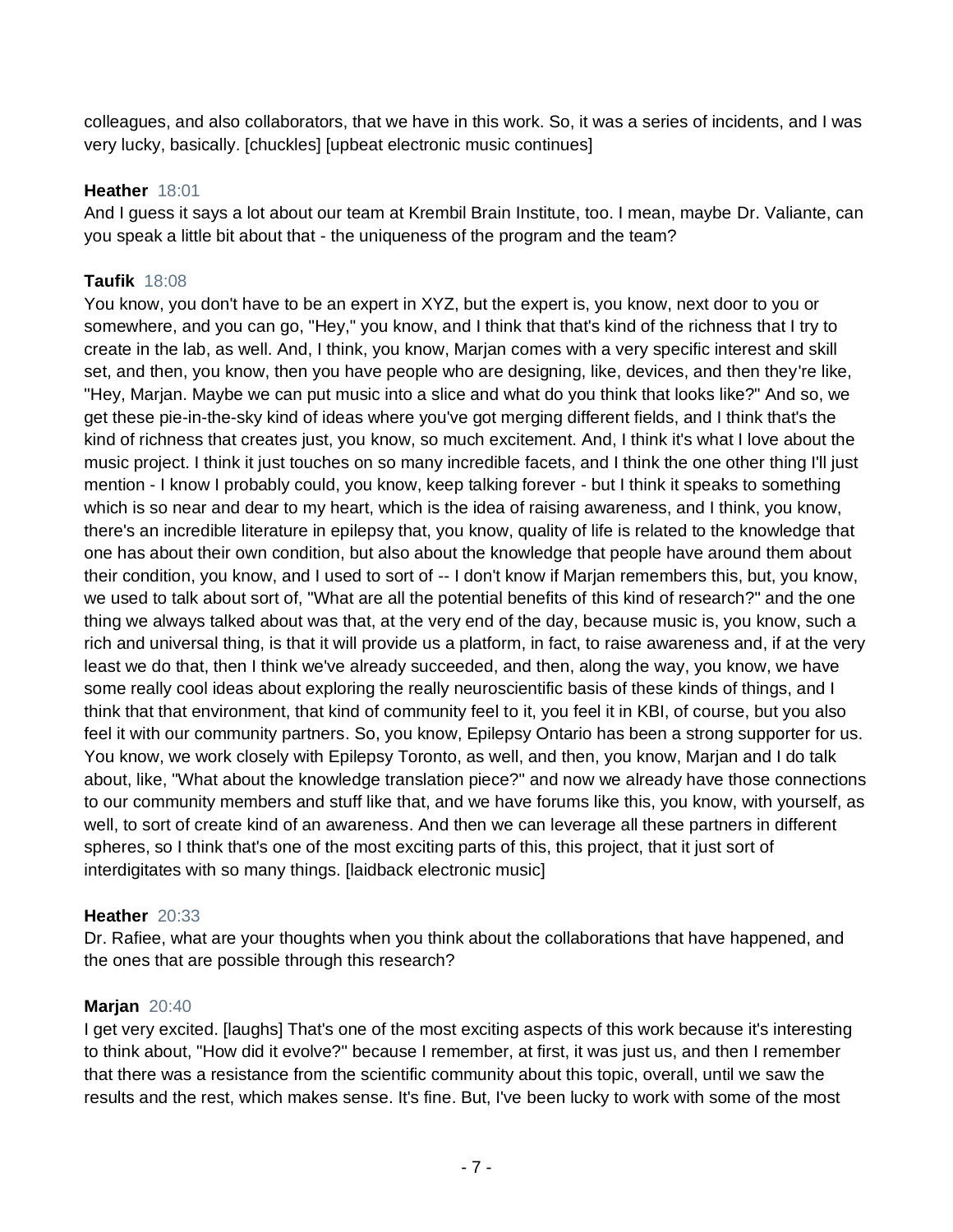colleagues, and also collaborators, that we have in this work. So, it was a series of incidents, and I was very lucky, basically. [chuckles] [upbeat electronic music continues]

**Heather** 18:01
And I guess it says a lot about our team at Krembil Brain Institute, too. I mean, maybe Dr. Valiante, can you speak a little bit about that - the uniqueness of the program and the team?

**Taufik** 18:08
You know, you don't have to be an expert in XYZ, but the expert is, you know, next door to you or somewhere, and you can go, "Hey," you know, and I think that that's kind of the richness that I try to create in the lab, as well. And, I think, you know, Marjan comes with a very specific interest and skill set, and then, you know, then you have people who are designing, like, devices, and then they're like, "Hey, Marjan. Maybe we can put music into a slice and what do you think that looks like?" And so, we get these pie-in-the-sky kind of ideas where you've got merging different fields, and I think that's the kind of richness that creates just, you know, so much excitement. And, I think it's what I love about the music project. I think it just touches on so many incredible facets, and I think the one other thing I'll just mention - I know I probably could, you know, keep talking forever - but I think it speaks to something which is so near and dear to my heart, which is the idea of raising awareness, and I think, you know, there's an incredible literature in epilepsy that, you know, quality of life is related to the knowledge that one has about their own condition, but also about the knowledge that people have around them about their condition, you know, and I used to sort of -- I don't know if Marjan remembers this, but, you know, we used to talk about sort of, "What are all the potential benefits of this kind of research?" and the one thing we always talked about was that, at the very end of the day, because music is, you know, such a rich and universal thing, is that it will provide us a platform, in fact, to raise awareness and, if at the very least we do that, then I think we've already succeeded, and then, along the way, you know, we have some really cool ideas about exploring the really neuroscientific basis of these kinds of things, and I think that that environment, that kind of community feel to it, you feel it in KBI, of course, but you also feel it with our community partners. So, you know, Epilepsy Ontario has been a strong supporter for us. You know, we work closely with Epilepsy Toronto, as well, and then, you know, Marjan and I do talk about, like, "What about the knowledge translation piece?" and now we already have those connections to our community members and stuff like that, and we have forums like this, you know, with yourself, as well, to sort of create kind of an awareness. And then we can leverage all these partners in different spheres, so I think that's one of the most exciting parts of this, this project, that it just sort of interdigitates with so many things. [laidback electronic music]

**Heather** 20:33
Dr. Rafiee, what are your thoughts when you think about the collaborations that have happened, and the ones that are possible through this research?

**Marjan** 20:40
I get very excited. [laughs] That's one of the most exciting aspects of this work because it's interesting to think about, "How did it evolve?" because I remember, at first, it was just us, and then I remember that there was a resistance from the scientific community about this topic, overall, until we saw the results and the rest, which makes sense. It's fine. But, I've been lucky to work with some of the most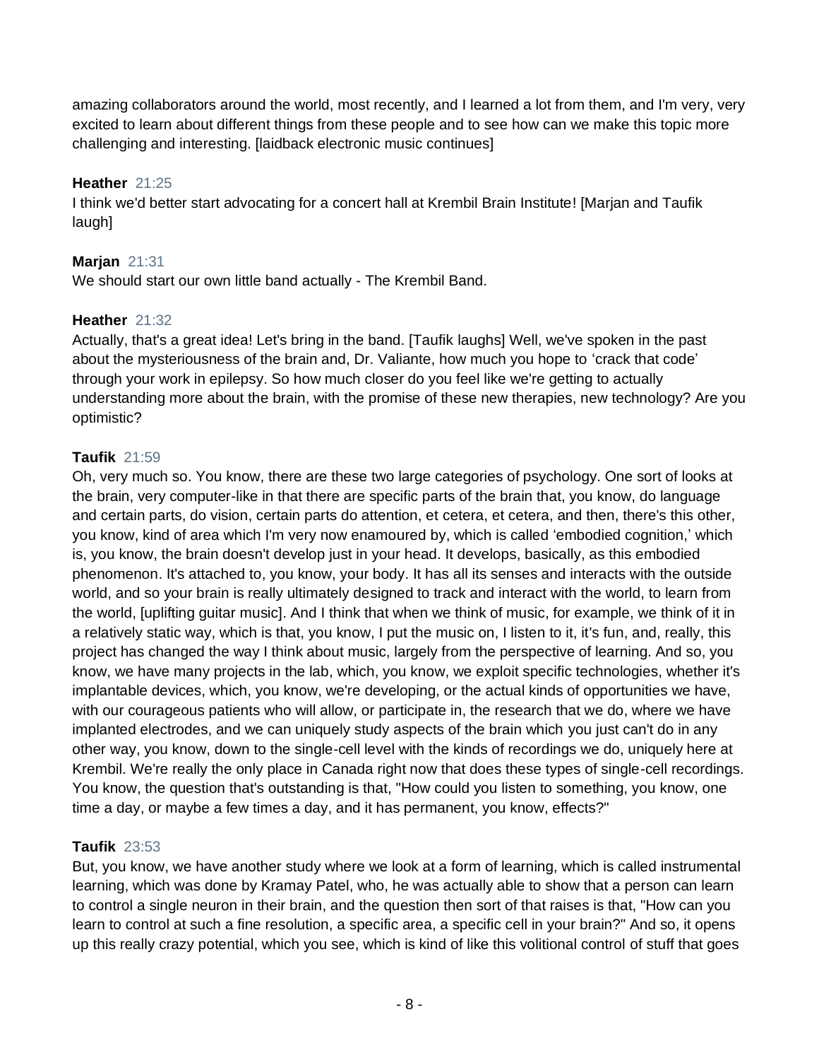amazing collaborators around the world, most recently, and I learned a lot from them, and I'm very, very excited to learn about different things from these people and to see how can we make this topic more challenging and interesting. [laidback electronic music continues]

**Heather** 21:25
I think we'd better start advocating for a concert hall at Krembil Brain Institute! [Marjan and Taufik laugh]

**Marjan** 21:31
We should start our own little band actually - The Krembil Band.

**Heather** 21:32
Actually, that's a great idea! Let's bring in the band. [Taufik laughs] Well, we've spoken in the past about the mysteriousness of the brain and, Dr. Valiante, how much you hope to 'crack that code' through your work in epilepsy. So how much closer do you feel like we're getting to actually understanding more about the brain, with the promise of these new therapies, new technology? Are you optimistic?

**Taufik** 21:59
Oh, very much so. You know, there are these two large categories of psychology. One sort of looks at the brain, very computer-like in that there are specific parts of the brain that, you know, do language and certain parts, do vision, certain parts do attention, et cetera, et cetera, and then, there's this other, you know, kind of area which I'm very now enamoured by, which is called 'embodied cognition,' which is, you know, the brain doesn't develop just in your head. It develops, basically, as this embodied phenomenon. It's attached to, you know, your body. It has all its senses and interacts with the outside world, and so your brain is really ultimately designed to track and interact with the world, to learn from the world, [uplifting guitar music]. And I think that when we think of music, for example, we think of it in a relatively static way, which is that, you know, I put the music on, I listen to it, it's fun, and, really, this project has changed the way I think about music, largely from the perspective of learning. And so, you know, we have many projects in the lab, which, you know, we exploit specific technologies, whether it's implantable devices, which, you know, we're developing, or the actual kinds of opportunities we have, with our courageous patients who will allow, or participate in, the research that we do, where we have implanted electrodes, and we can uniquely study aspects of the brain which you just can't do in any other way, you know, down to the single-cell level with the kinds of recordings we do, uniquely here at Krembil. We're really the only place in Canada right now that does these types of single-cell recordings. You know, the question that's outstanding is that, "How could you listen to something, you know, one time a day, or maybe a few times a day, and it has permanent, you know, effects?"

**Taufik** 23:53
But, you know, we have another study where we look at a form of learning, which is called instrumental learning, which was done by Kramay Patel, who, he was actually able to show that a person can learn to control a single neuron in their brain, and the question then sort of that raises is that, "How can you learn to control at such a fine resolution, a specific area, a specific cell in your brain?" And so, it opens up this really crazy potential, which you see, which is kind of like this volitional control of stuff that goes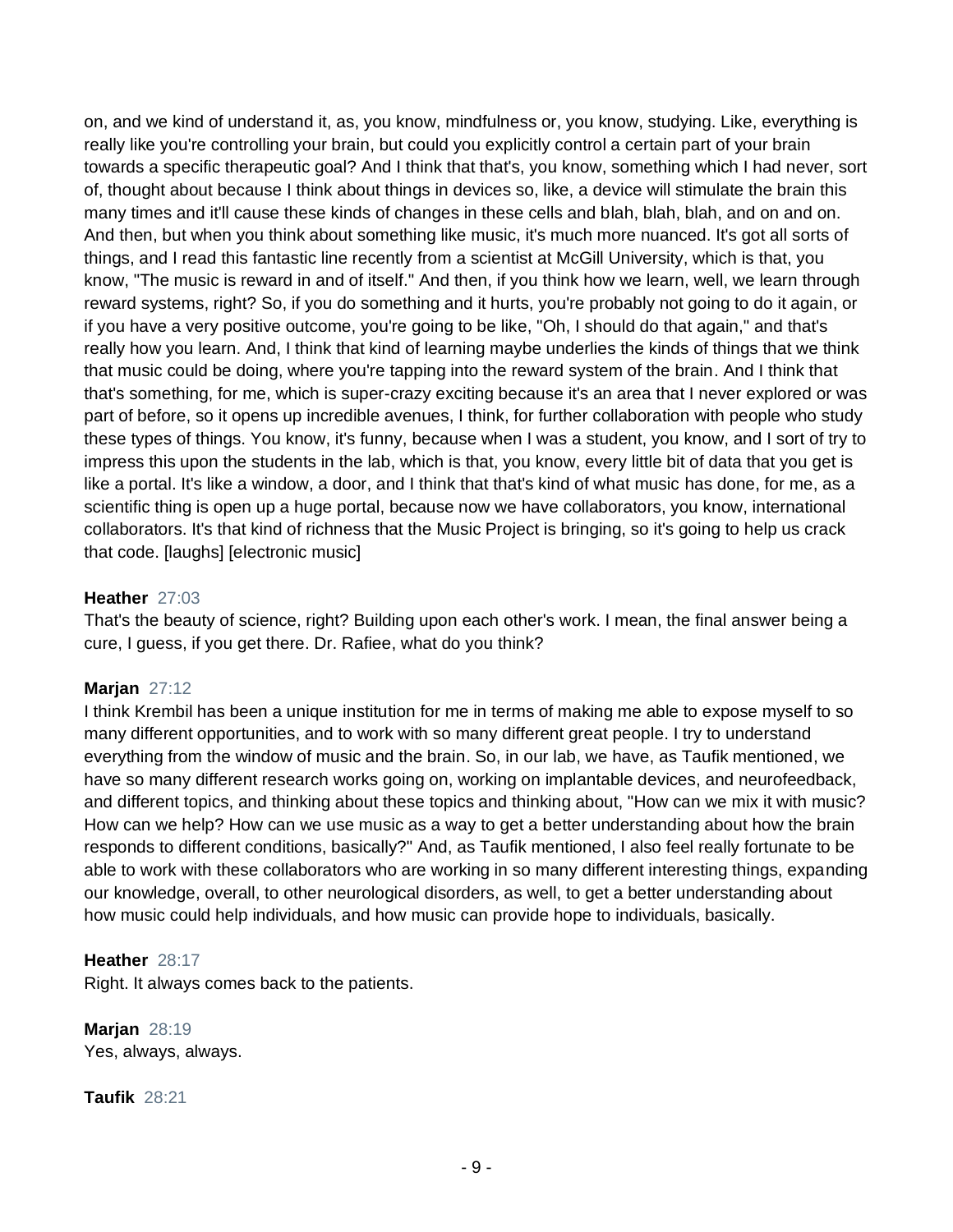on, and we kind of understand it, as, you know, mindfulness or, you know, studying. Like, everything is really like you're controlling your brain, but could you explicitly control a certain part of your brain towards a specific therapeutic goal? And I think that that's, you know, something which I had never, sort of, thought about because I think about things in devices so, like, a device will stimulate the brain this many times and it'll cause these kinds of changes in these cells and blah, blah, blah, and on and on. And then, but when you think about something like music, it's much more nuanced. It's got all sorts of things, and I read this fantastic line recently from a scientist at McGill University, which is that, you know, "The music is reward in and of itself." And then, if you think how we learn, well, we learn through reward systems, right? So, if you do something and it hurts, you're probably not going to do it again, or if you have a very positive outcome, you're going to be like, "Oh, I should do that again," and that's really how you learn. And, I think that kind of learning maybe underlies the kinds of things that we think that music could be doing, where you're tapping into the reward system of the brain. And I think that that's something, for me, which is super-crazy exciting because it's an area that I never explored or was part of before, so it opens up incredible avenues, I think, for further collaboration with people who study these types of things. You know, it's funny, because when I was a student, you know, and I sort of try to impress this upon the students in the lab, which is that, you know, every little bit of data that you get is like a portal. It's like a window, a door, and I think that that's kind of what music has done, for me, as a scientific thing is open up a huge portal, because now we have collaborators, you know, international collaborators. It's that kind of richness that the Music Project is bringing, so it's going to help us crack that code. [laughs] [electronic music]

**Heather** 27:03
That's the beauty of science, right? Building upon each other's work. I mean, the final answer being a cure, I guess, if you get there. Dr. Rafiee, what do you think?

**Marjan** 27:12
I think Krembil has been a unique institution for me in terms of making me able to expose myself to so many different opportunities, and to work with so many different great people. I try to understand everything from the window of music and the brain. So, in our lab, we have, as Taufik mentioned, we have so many different research works going on, working on implantable devices, and neurofeedback, and different topics, and thinking about these topics and thinking about, "How can we mix it with music? How can we help? How can we use music as a way to get a better understanding about how the brain responds to different conditions, basically?" And, as Taufik mentioned, I also feel really fortunate to be able to work with these collaborators who are working in so many different interesting things, expanding our knowledge, overall, to other neurological disorders, as well, to get a better understanding about how music could help individuals, and how music can provide hope to individuals, basically.

**Heather** 28:17
Right. It always comes back to the patients.

**Marjan** 28:19
Yes, always, always.

**Taufik** 28:21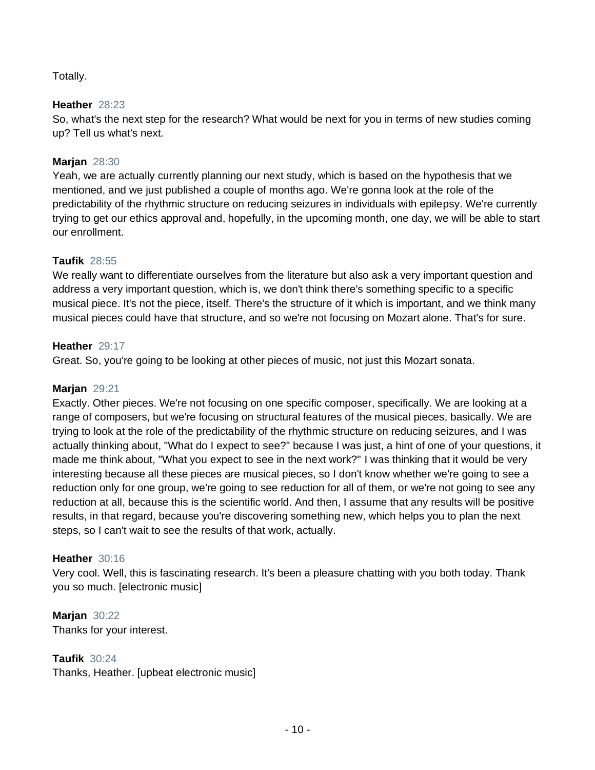Totally.

**Heather** 28:23
So, what's the next step for the research? What would be next for you in terms of new studies coming up? Tell us what's next.

**Marjan** 28:30
Yeah, we are actually currently planning our next study, which is based on the hypothesis that we mentioned, and we just published a couple of months ago. We're gonna look at the role of the predictability of the rhythmic structure on reducing seizures in individuals with epilepsy. We're currently trying to get our ethics approval and, hopefully, in the upcoming month, one day, we will be able to start our enrollment.

**Taufik** 28:55
We really want to differentiate ourselves from the literature but also ask a very important question and address a very important question, which is, we don't think there's something specific to a specific musical piece. It's not the piece, itself. There's the structure of it which is important, and we think many musical pieces could have that structure, and so we're not focusing on Mozart alone. That's for sure.

**Heather** 29:17
Great. So, you're going to be looking at other pieces of music, not just this Mozart sonata.

**Marjan** 29:21
Exactly. Other pieces. We're not focusing on one specific composer, specifically. We are looking at a range of composers, but we're focusing on structural features of the musical pieces, basically. We are trying to look at the role of the predictability of the rhythmic structure on reducing seizures, and I was actually thinking about, "What do I expect to see?" because I was just, a hint of one of your questions, it made me think about, "What you expect to see in the next work?" I was thinking that it would be very interesting because all these pieces are musical pieces, so I don't know whether we're going to see a reduction only for one group, we're going to see reduction for all of them, or we're not going to see any reduction at all, because this is the scientific world. And then, I assume that any results will be positive results, in that regard, because you're discovering something new, which helps you to plan the next steps, so I can't wait to see the results of that work, actually.

**Heather** 30:16
Very cool. Well, this is fascinating research. It's been a pleasure chatting with you both today. Thank you so much. [electronic music]

**Marjan** 30:22
Thanks for your interest.

**Taufik** 30:24
Thanks, Heather. [upbeat electronic music]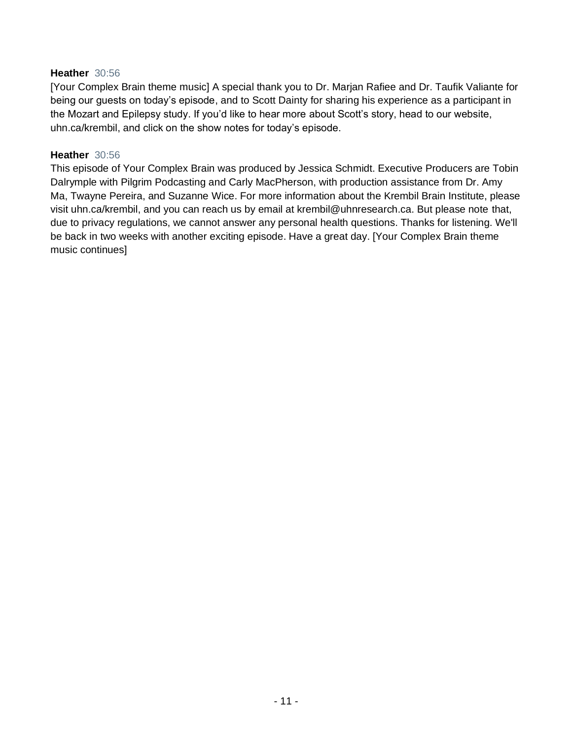**Heather** 30:56

[Your Complex Brain theme music] A special thank you to Dr. Marjan Rafiee and Dr. Taufik Valiante for being our guests on today's episode, and to Scott Dainty for sharing his experience as a participant in the Mozart and Epilepsy study. If you'd like to hear more about Scott's story, head to our website, uhn.ca/krembil, and click on the show notes for today's episode.

**Heather** 30:56

This episode of Your Complex Brain was produced by Jessica Schmidt. Executive Producers are Tobin Dalrymple with Pilgrim Podcasting and Carly MacPherson, with production assistance from Dr. Amy Ma, Twayne Pereira, and Suzanne Wice. For more information about the Krembil Brain Institute, please visit uhn.ca/krembil, and you can reach us by email at krembil@uhnresearch.ca. But please note that, due to privacy regulations, we cannot answer any personal health questions. Thanks for listening. We'll be back in two weeks with another exciting episode. Have a great day. [Your Complex Brain theme music continues]